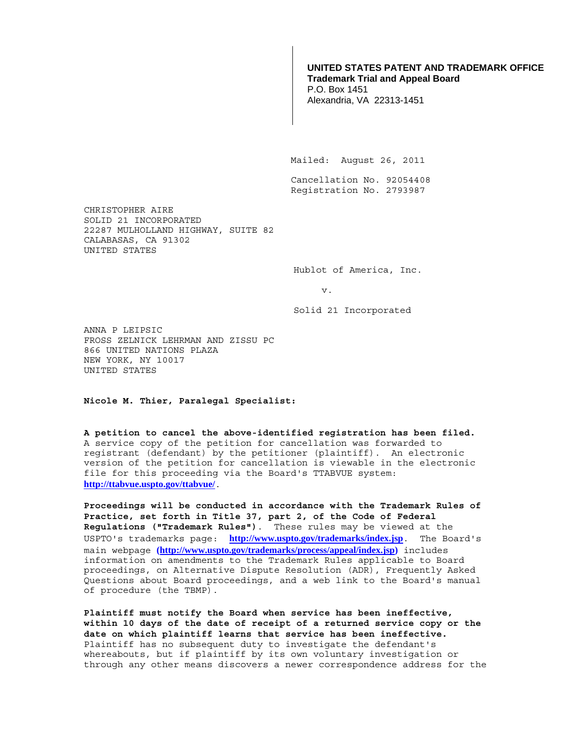**UNITED STATES PATENT AND TRADEMARK OFFICE**
**Trademark Trial and Appeal Board**
P.O. Box 1451
Alexandria, VA 22313-1451

Mailed: August 26, 2011

Cancellation No. 92054408
Registration No. 2793987

CHRISTOPHER AIRE
SOLID 21 INCORPORATED
22287 MULHOLLAND HIGHWAY, SUITE 82
CALABASAS, CA 91302
UNITED STATES

Hublot of America, Inc.

v.

Solid 21 Incorporated

ANNA P LEIPSIC
FROSS ZELNICK LEHRMAN AND ZISSU PC
866 UNITED NATIONS PLAZA
NEW YORK, NY 10017
UNITED STATES

**Nicole M. Thier, Paralegal Specialist:**

**A petition to cancel the above-identified registration has been filed.** A service copy of the petition for cancellation was forwarded to registrant (defendant) by the petitioner (plaintiff). An electronic version of the petition for cancellation is viewable in the electronic file for this proceeding via the Board's TTABVUE system: **http://ttabvue.uspto.gov/ttabvue/**.

**Proceedings will be conducted in accordance with the Trademark Rules of Practice, set forth in Title 37, part 2, of the Code of Federal Regulations ("Trademark Rules").** These rules may be viewed at the USPTO's trademarks page: **http://www.uspto.gov/trademarks/index.jsp**. The Board's main webpage **(http://www.uspto.gov/trademarks/process/appeal/index.jsp)** includes information on amendments to the Trademark Rules applicable to Board proceedings, on Alternative Dispute Resolution (ADR), Frequently Asked Questions about Board proceedings, and a web link to the Board's manual of procedure (the TBMP).

**Plaintiff must notify the Board when service has been ineffective, within 10 days of the date of receipt of a returned service copy or the date on which plaintiff learns that service has been ineffective.** Plaintiff has no subsequent duty to investigate the defendant's whereabouts, but if plaintiff by its own voluntary investigation or through any other means discovers a newer correspondence address for the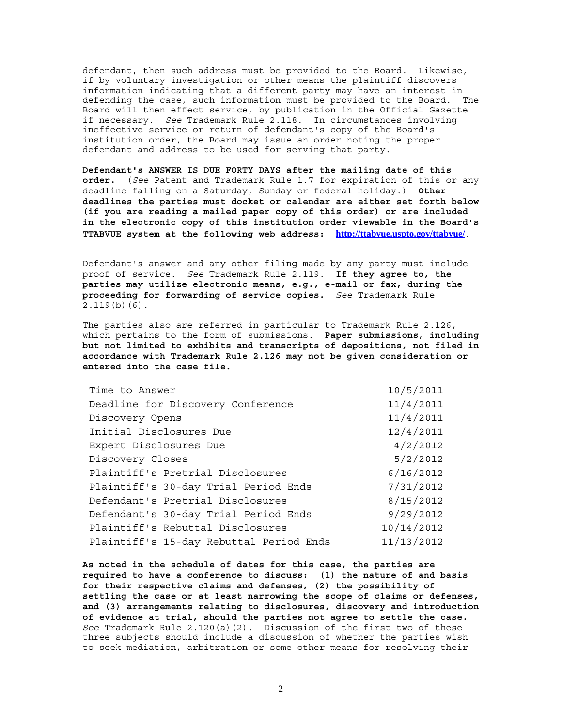defendant, then such address must be provided to the Board. Likewise, if by voluntary investigation or other means the plaintiff discovers information indicating that a different party may have an interest in defending the case, such information must be provided to the Board. The Board will then effect service, by publication in the Official Gazette if necessary. *See* Trademark Rule 2.118. In circumstances involving ineffective service or return of defendant's copy of the Board's institution order, the Board may issue an order noting the proper defendant and address to be used for serving that party.

**Defendant's ANSWER IS DUE FORTY DAYS after the mailing date of this order.** (*See* Patent and Trademark Rule 1.7 for expiration of this or any deadline falling on a Saturday, Sunday or federal holiday.) **Other deadlines the parties must docket or calendar are either set forth below (if you are reading a mailed paper copy of this order) or are included in the electronic copy of this institution order viewable in the Board's TTABVUE system at the following web address: http://ttabvue.uspto.gov/ttabvue/**.

Defendant's answer and any other filing made by any party must include proof of service. *See* Trademark Rule 2.119. **If they agree to, the parties may utilize electronic means, e.g., e-mail or fax, during the proceeding for forwarding of service copies.** *See* Trademark Rule 2.119(b)(6).

The parties also are referred in particular to Trademark Rule 2.126, which pertains to the form of submissions. **Paper submissions, including but not limited to exhibits and transcripts of depositions, not filed in accordance with Trademark Rule 2.126 may not be given consideration or entered into the case file.**

| | |
|---|---|
| Time to Answer | 10/5/2011 |
| Deadline for Discovery Conference | 11/4/2011 |
| Discovery Opens | 11/4/2011 |
| Initial Disclosures Due | 12/4/2011 |
| Expert Disclosures Due | 4/2/2012 |
| Discovery Closes | 5/2/2012 |
| Plaintiff's Pretrial Disclosures | 6/16/2012 |
| Plaintiff's 30-day Trial Period Ends | 7/31/2012 |
| Defendant's Pretrial Disclosures | 8/15/2012 |
| Defendant's 30-day Trial Period Ends | 9/29/2012 |
| Plaintiff's Rebuttal Disclosures | 10/14/2012 |
| Plaintiff's 15-day Rebuttal Period Ends | 11/13/2012 |

**As noted in the schedule of dates for this case, the parties are required to have a conference to discuss: (1) the nature of and basis for their respective claims and defenses, (2) the possibility of settling the case or at least narrowing the scope of claims or defenses, and (3) arrangements relating to disclosures, discovery and introduction of evidence at trial, should the parties not agree to settle the case.** *See* Trademark Rule 2.120(a)(2). Discussion of the first two of these three subjects should include a discussion of whether the parties wish to seek mediation, arbitration or some other means for resolving their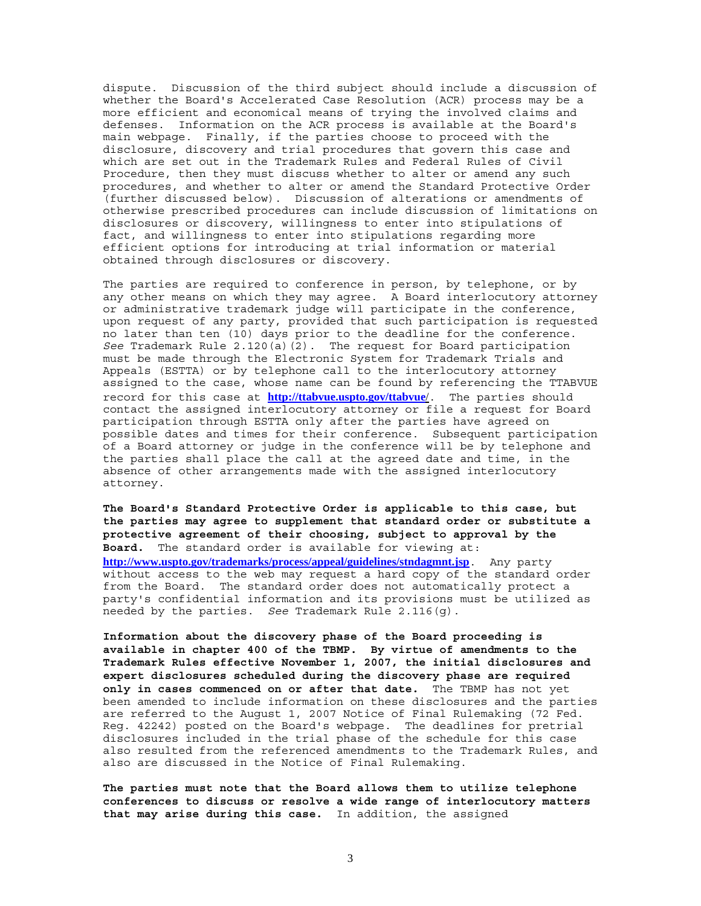dispute. Discussion of the third subject should include a discussion of whether the Board's Accelerated Case Resolution (ACR) process may be a more efficient and economical means of trying the involved claims and defenses. Information on the ACR process is available at the Board's main webpage. Finally, if the parties choose to proceed with the disclosure, discovery and trial procedures that govern this case and which are set out in the Trademark Rules and Federal Rules of Civil Procedure, then they must discuss whether to alter or amend any such procedures, and whether to alter or amend the Standard Protective Order (further discussed below). Discussion of alterations or amendments of otherwise prescribed procedures can include discussion of limitations on disclosures or discovery, willingness to enter into stipulations of fact, and willingness to enter into stipulations regarding more efficient options for introducing at trial information or material obtained through disclosures or discovery.

The parties are required to conference in person, by telephone, or by any other means on which they may agree. A Board interlocutory attorney or administrative trademark judge will participate in the conference, upon request of any party, provided that such participation is requested no later than ten (10) days prior to the deadline for the conference. *See* Trademark Rule 2.120(a)(2). The request for Board participation must be made through the Electronic System for Trademark Trials and Appeals (ESTTA) or by telephone call to the interlocutory attorney assigned to the case, whose name can be found by referencing the TTABVUE record for this case at **http://ttabvue.uspto.gov/ttabvue/**. The parties should contact the assigned interlocutory attorney or file a request for Board participation through ESTTA only after the parties have agreed on possible dates and times for their conference. Subsequent participation of a Board attorney or judge in the conference will be by telephone and the parties shall place the call at the agreed date and time, in the absence of other arrangements made with the assigned interlocutory attorney.

**The Board's Standard Protective Order is applicable to this case, but the parties may agree to supplement that standard order or substitute a protective agreement of their choosing, subject to approval by the Board.** The standard order is available for viewing at: **http://www.uspto.gov/trademarks/process/appeal/guidelines/stndagmnt.jsp**. Any party without access to the web may request a hard copy of the standard order from the Board. The standard order does not automatically protect a party's confidential information and its provisions must be utilized as needed by the parties. *See* Trademark Rule 2.116(g).

**Information about the discovery phase of the Board proceeding is available in chapter 400 of the TBMP. By virtue of amendments to the Trademark Rules effective November 1, 2007, the initial disclosures and expert disclosures scheduled during the discovery phase are required only in cases commenced on or after that date.** The TBMP has not yet been amended to include information on these disclosures and the parties are referred to the August 1, 2007 Notice of Final Rulemaking (72 Fed. Reg. 42242) posted on the Board's webpage. The deadlines for pretrial disclosures included in the trial phase of the schedule for this case also resulted from the referenced amendments to the Trademark Rules, and also are discussed in the Notice of Final Rulemaking.

**The parties must note that the Board allows them to utilize telephone conferences to discuss or resolve a wide range of interlocutory matters that may arise during this case.** In addition, the assigned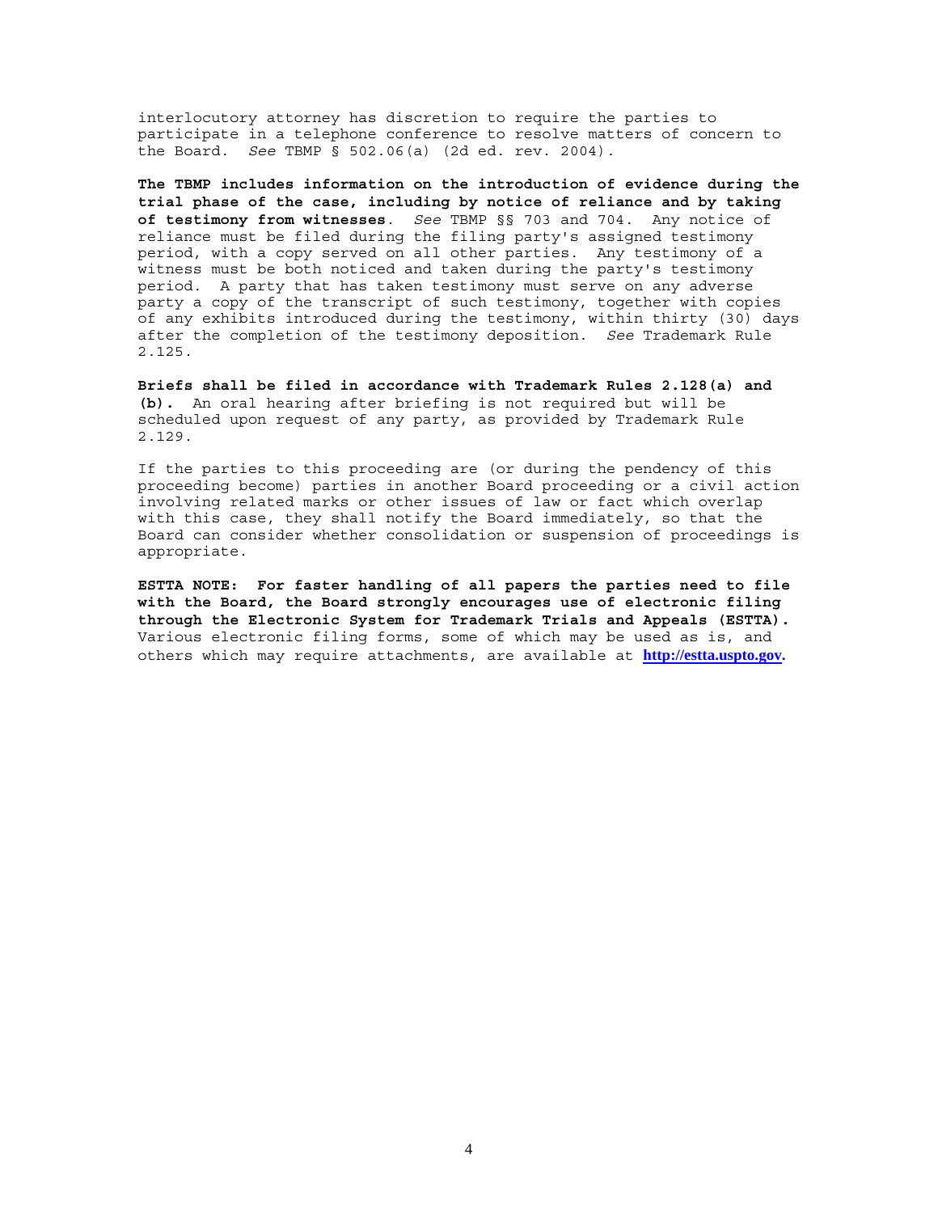interlocutory attorney has discretion to require the parties to participate in a telephone conference to resolve matters of concern to the Board. *See* TBMP § 502.06(a) (2d ed. rev. 2004).

**The TBMP includes information on the introduction of evidence during the trial phase of the case, including by notice of reliance and by taking of testimony from witnesses**. *See* TBMP §§ 703 and 704. Any notice of reliance must be filed during the filing party's assigned testimony period, with a copy served on all other parties. Any testimony of a witness must be both noticed and taken during the party's testimony period. A party that has taken testimony must serve on any adverse party a copy of the transcript of such testimony, together with copies of any exhibits introduced during the testimony, within thirty (30) days after the completion of the testimony deposition. *See* Trademark Rule 2.125.

**Briefs shall be filed in accordance with Trademark Rules 2.128(a) and (b).** An oral hearing after briefing is not required but will be scheduled upon request of any party, as provided by Trademark Rule 2.129.

If the parties to this proceeding are (or during the pendency of this proceeding become) parties in another Board proceeding or a civil action involving related marks or other issues of law or fact which overlap with this case, they shall notify the Board immediately, so that the Board can consider whether consolidation or suspension of proceedings is appropriate.

**ESTTA NOTE: For faster handling of all papers the parties need to file with the Board, the Board strongly encourages use of electronic filing through the Electronic System for Trademark Trials and Appeals (ESTTA).** Various electronic filing forms, some of which may be used as is, and others which may require attachments, are available at **http://estta.uspto.gov.**